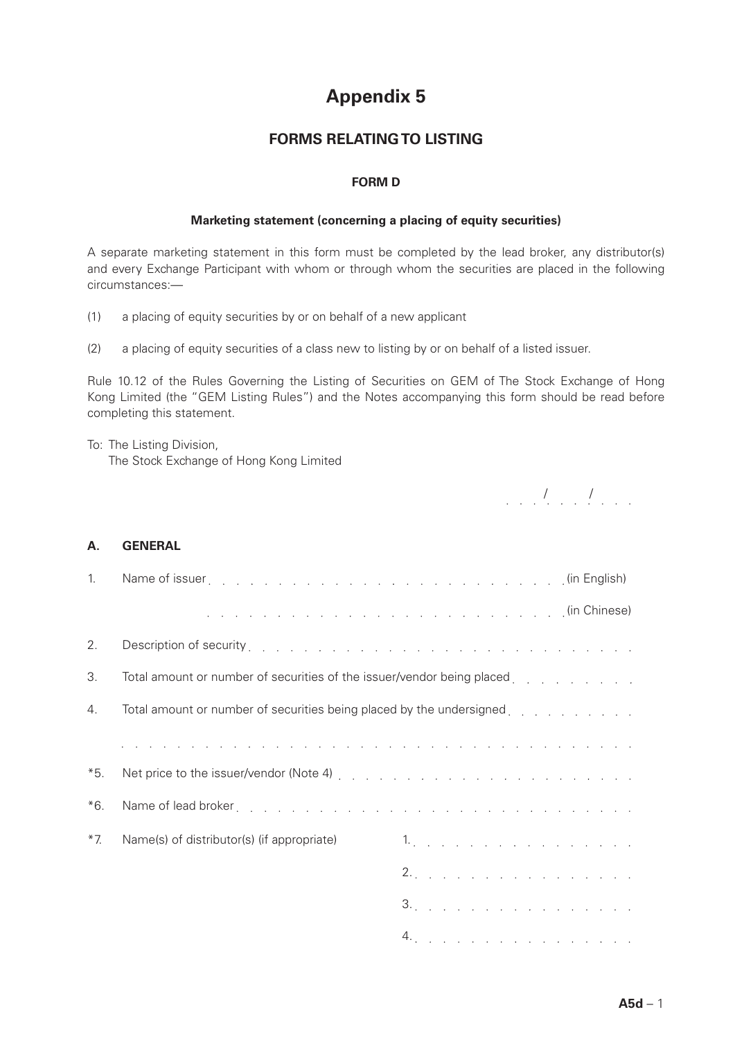# Appendix 5

## FORMS RELATING TO LISTING

### FORM D

**Marketing statement (concerning a placing of equity securities)**

A separate marketing statement in this form must be completed by the lead broker, any distributor(s) and every Exchange Participant with whom or through whom the securities are placed in the following circumstances:—

(1) a placing of equity securities by or on behalf of a new applicant

(2) a placing of equity securities of a class new to listing by or on behalf of a listed issuer.

Rule 10.12 of the Rules Governing the Listing of Securities on GEM of The Stock Exchange of Hong Kong Limited (the "GEM Listing Rules") and the Notes accompanying this form should be read before completing this statement.

To: The Listing Division,
The Stock Exchange of Hong Kong Limited

. . . / . . . / . . .

**A. GENERAL**

1. Name of issuer . . . . . . . . . . . . . . . . . . . . . . . . . . (in English)

. . . . . . . . . . . . . . . . . . . . . . . . . . (in Chinese)

2. Description of security . . . . . . . . . . . . . . . . . . . . . . . . . . . .

3. Total amount or number of securities of the issuer/vendor being placed . . . . . . . . . .

4. Total amount or number of securities being placed by the undersigned . . . . . . . . . .

. . . . . . . . . . . . . . . . . . . . . . . . . . . . . . . . . . . . . . . . .

*5. Net price to the issuer/vendor (Note 4) . . . . . . . . . . . . . . . . . . . . . . .

*6. Name of lead broker . . . . . . . . . . . . . . . . . . . . . . . . . . . . . .

*7. Name(s) of distributor(s) (if appropriate)

1. . . . . . . . . . . . . . . . . .

2. . . . . . . . . . . . . . . . . .

3. . . . . . . . . . . . . . . . . .

4. . . . . . . . . . . . . . . . . .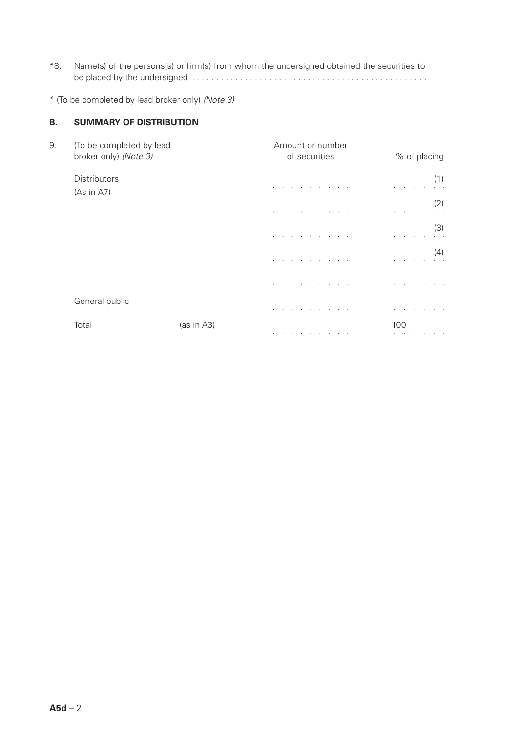*8. Name(s) of the persons(s) or firm(s) from whom the undersigned obtained the securities to be placed by the undersigned . . . . . . . . . . . . . . . . . . . . . . . . . . . . . . . . . . . . . . . . . . . . . . . .

\* (To be completed by lead broker only) *(Note 3)*

## B. SUMMARY OF DISTRIBUTION

9. (To be completed by lead broker only) *(Note 3)*

| | | Amount or number of securities | % of placing |
|---|---|---|---|
| Distributors (As in A7) | | . . . . . . . . . . | . . . . . . (1) |
| | | . . . . . . . . . . | . . . . . . (2) |
| | | . . . . . . . . . . | . . . . . . (3) |
| | | . . . . . . . . . . | . . . . . . (4) |
| | | . . . . . . . . . . | . . . . . . . |
| General public | | . . . . . . . . . . | . . . . . . . |
| Total | (as in A3) | . . . . . . . . . . | 100 |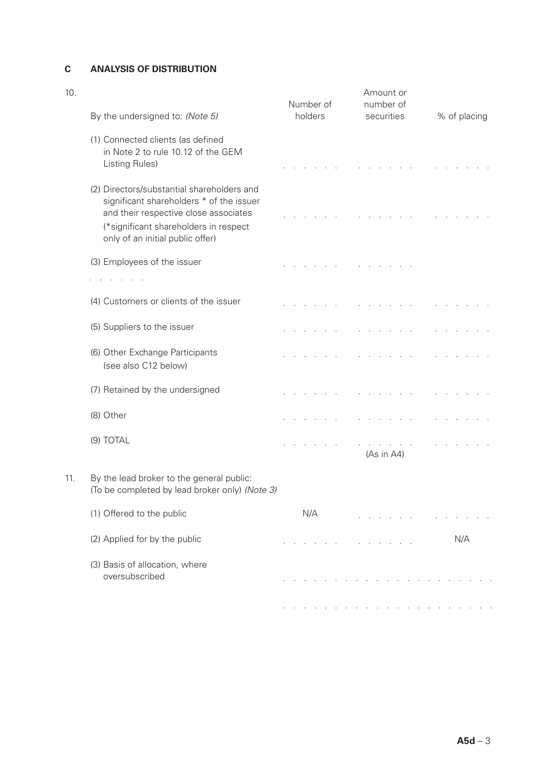## C ANALYSIS OF DISTRIBUTION

10.

| By the undersigned to: *(Note 5)* | Number of holders | Amount or number of securities | % of placing |
|---|---|---|---|
| (1) Connected clients (as defined in Note 2 to rule 10.12 of the GEM Listing Rules) | . . . . . . | . . . . . . | . . . . . . |
| (2) Directors/substantial shareholders and significant shareholders * of the issuer and their respective close associates (*significant shareholders in respect only of an initial public offer) | . . . . . . | . . . . . . | . . . . . . |
| (3) Employees of the issuer . . . . . . | . . . . . . | . . . . . . | |
| (4) Customers or clients of the issuer | . . . . . . | . . . . . . | . . . . . . |
| (5) Suppliers to the issuer | . . . . . . | . . . . . . | . . . . . . |
| (6) Other Exchange Participants (see also C12 below) | . . . . . . | . . . . . . | . . . . . . |
| (7) Retained by the undersigned | . . . . . . | . . . . . . | . . . . . . |
| (8) Other | . . . . . . | . . . . . . | . . . . . . |
| (9) TOTAL | . . . . . . | . . . . . . (As in A4) | . . . . . . |

11. By the lead broker to the general public: (To be completed by lead broker only) *(Note 3)*

| | | | |
|---|---|---|---|
| (1) Offered to the public | N/A | . . . . . . | . . . . . . |
| (2) Applied for by the public | . . . . . . | . . . . . . | N/A |
| (3) Basis of allocation, where oversubscribed | . . . . . . . . . . . . . . . . . . . . | | |
| | . . . . . . . . . . . . . . . . . . . . | | |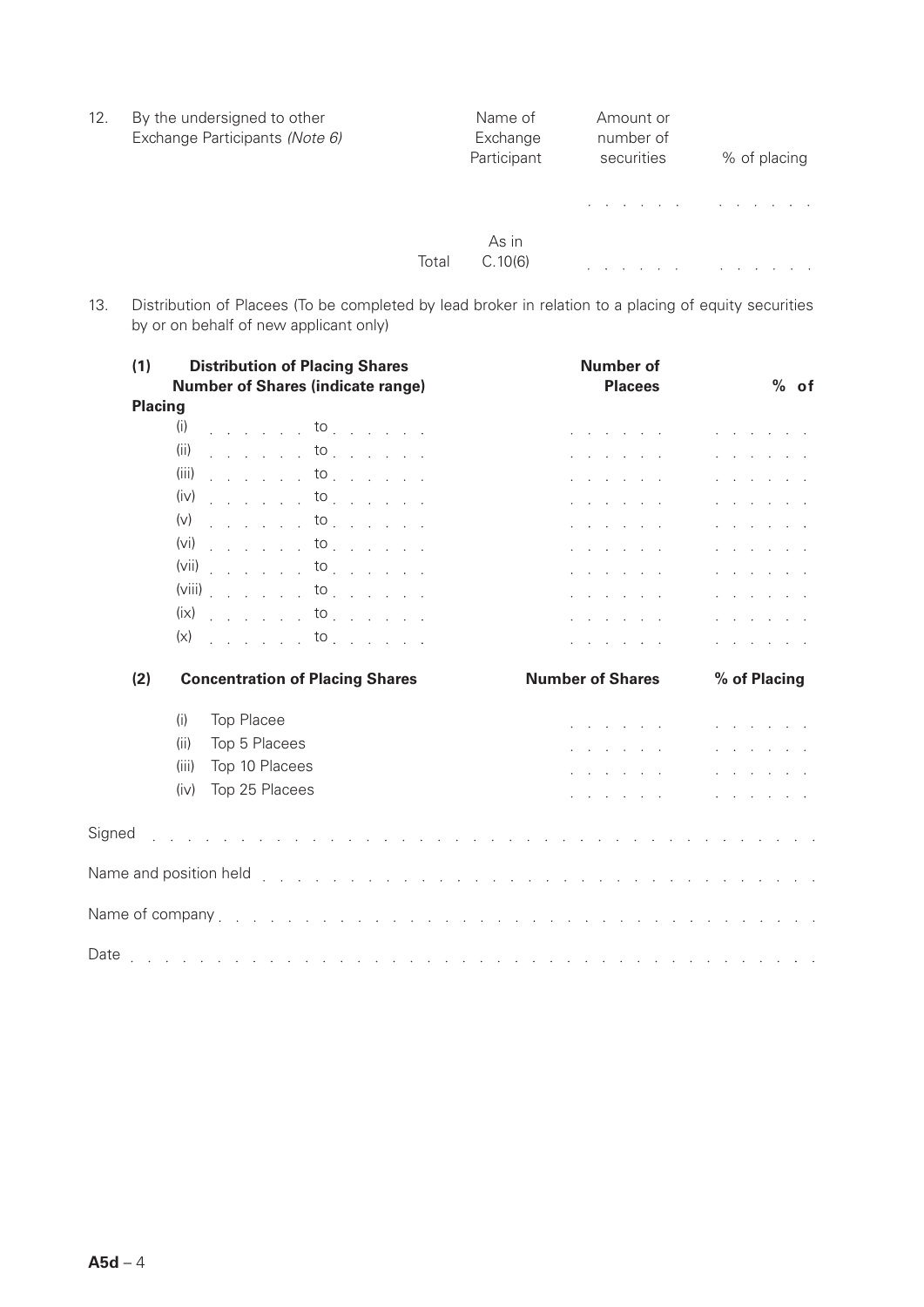12. By the undersigned to other Exchange Participants *(Note 6)*

| | Name of Exchange Participant | Amount or number of securities | % of placing |
|---|---|---|---|
| | | . . . . . . | . . . . . . . |
| Total | As in C.10(6) | . . . . . . | . . . . . . . |

13. Distribution of Placees (To be completed by lead broker in relation to a placing of equity securities by or on behalf of new applicant only)

**(1) Distribution of Placing Shares**

| **Number of Shares (indicate range)** | **Number of Placees** | **% of Placing** |
|---|---|---|
| (i) . . . . . . . to . . . . . . . | . . . . . . . | . . . . . . . |
| (ii) . . . . . . . to . . . . . . . | . . . . . . . | . . . . . . . |
| (iii) . . . . . . . to . . . . . . . | . . . . . . . | . . . . . . . |
| (iv) . . . . . . . to . . . . . . . | . . . . . . . | . . . . . . . |
| (v) . . . . . . . to . . . . . . . | . . . . . . . | . . . . . . . |
| (vi) . . . . . . . to . . . . . . . | . . . . . . . | . . . . . . . |
| (vii) . . . . . . . to . . . . . . . | . . . . . . . | . . . . . . . |
| (viii) . . . . . . . to . . . . . . . | . . . . . . . | . . . . . . . |
| (ix) . . . . . . . to . . . . . . . | . . . . . . . | . . . . . . . |
| (x) . . . . . . . to . . . . . . . | . . . . . . . | . . . . . . . |

**(2) Concentration of Placing Shares**

| | **Number of Shares** | **% of Placing** |
|---|---|---|
| (i) Top Placee | . . . . . . . | . . . . . . . |
| (ii) Top 5 Placees | . . . . . . . | . . . . . . . |
| (iii) Top 10 Placees | . . . . . . . | . . . . . . . |
| (iv) Top 25 Placees | . . . . . . . | . . . . . . . |

Signed . . . . . . . . . . . . . . . . . . . . . . . . . . . . . . . . . . . . . . . . . .

Name and position held . . . . . . . . . . . . . . . . . . . . . . . . . . . . . . . . . .

Name of company . . . . . . . . . . . . . . . . . . . . . . . . . . . . . . . . . . . . .

Date . . . . . . . . . . . . . . . . . . . . . . . . . . . . . . . . . . . . . . . . . . .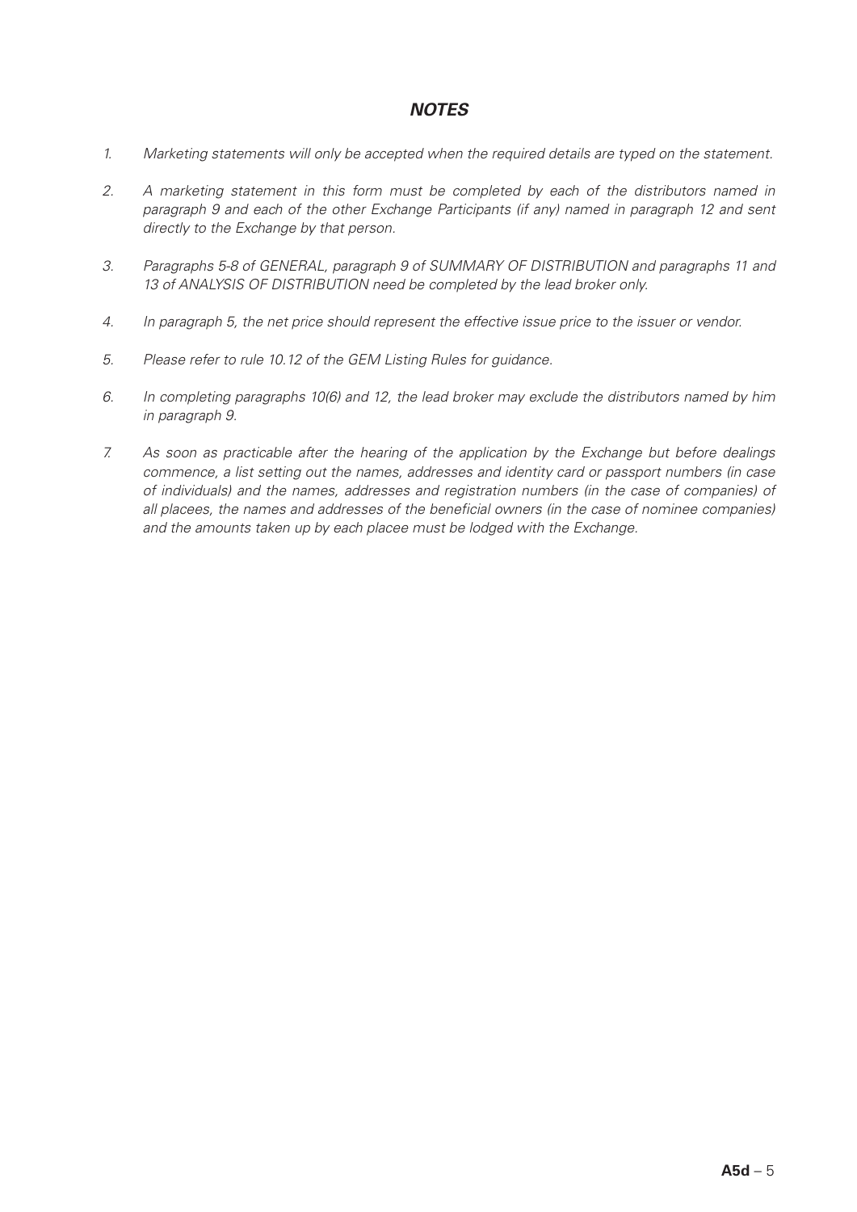## *NOTES*

1. *Marketing statements will only be accepted when the required details are typed on the statement.*

2. *A marketing statement in this form must be completed by each of the distributors named in paragraph 9 and each of the other Exchange Participants (if any) named in paragraph 12 and sent directly to the Exchange by that person.*

3. *Paragraphs 5-8 of GENERAL, paragraph 9 of SUMMARY OF DISTRIBUTION and paragraphs 11 and 13 of ANALYSIS OF DISTRIBUTION need be completed by the lead broker only.*

4. *In paragraph 5, the net price should represent the effective issue price to the issuer or vendor.*

5. *Please refer to rule 10.12 of the GEM Listing Rules for guidance.*

6. *In completing paragraphs 10(6) and 12, the lead broker may exclude the distributors named by him in paragraph 9.*

7. *As soon as practicable after the hearing of the application by the Exchange but before dealings commence, a list setting out the names, addresses and identity card or passport numbers (in case of individuals) and the names, addresses and registration numbers (in the case of companies) of all placees, the names and addresses of the beneficial owners (in the case of nominee companies) and the amounts taken up by each placee must be lodged with the Exchange.*